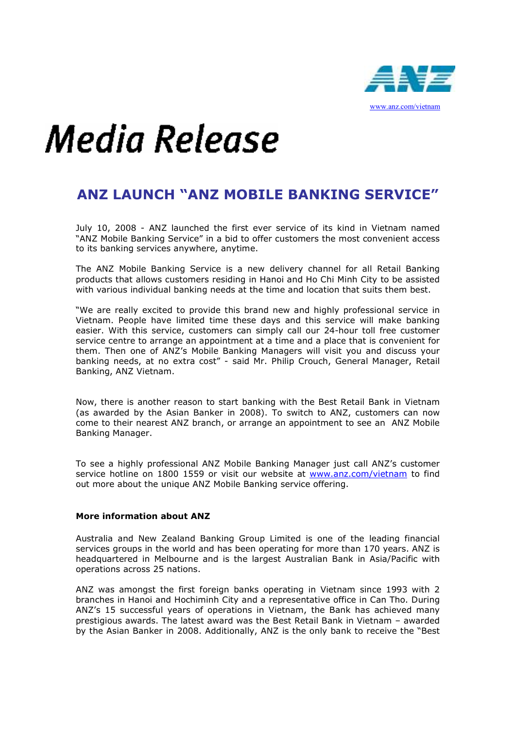www.anz.com/vietnam

# Media Release

## ANZ LAUNCH "ANZ MOBILE BANKING SERVICE"

July 10, 2008 - ANZ launched the first ever service of its kind in Vietnam named "ANZ Mobile Banking Service" in a bid to offer customers the most convenient access to its banking services anywhere, anytime.

The ANZ Mobile Banking Service is a new delivery channel for all Retail Banking products that allows customers residing in Hanoi and Ho Chi Minh City to be assisted with various individual banking needs at the time and location that suits them best.

"We are really excited to provide this brand new and highly professional service in Vietnam. People have limited time these days and this service will make banking easier. With this service, customers can simply call our 24-hour toll free customer service centre to arrange an appointment at a time and a place that is convenient for them. Then one of ANZ's Mobile Banking Managers will visit you and discuss your banking needs, at no extra cost" - said Mr. Philip Crouch, General Manager, Retail Banking, ANZ Vietnam.

Now, there is another reason to start banking with the Best Retail Bank in Vietnam (as awarded by the Asian Banker in 2008). To switch to ANZ, customers can now come to their nearest ANZ branch, or arrange an appointment to see an ANZ Mobile Banking Manager.

To see a highly professional ANZ Mobile Banking Manager just call ANZ's customer service hotline on 1800 1559 or visit our website at www.anz.com/vietnam to find out more about the unique ANZ Mobile Banking service offering.

**More information about ANZ**

Australia and New Zealand Banking Group Limited is one of the leading financial services groups in the world and has been operating for more than 170 years. ANZ is headquartered in Melbourne and is the largest Australian Bank in Asia/Pacific with operations across 25 nations.

ANZ was amongst the first foreign banks operating in Vietnam since 1993 with 2 branches in Hanoi and Hochiminh City and a representative office in Can Tho. During ANZ's 15 successful years of operations in Vietnam, the Bank has achieved many prestigious awards. The latest award was the Best Retail Bank in Vietnam – awarded by the Asian Banker in 2008. Additionally, ANZ is the only bank to receive the "Best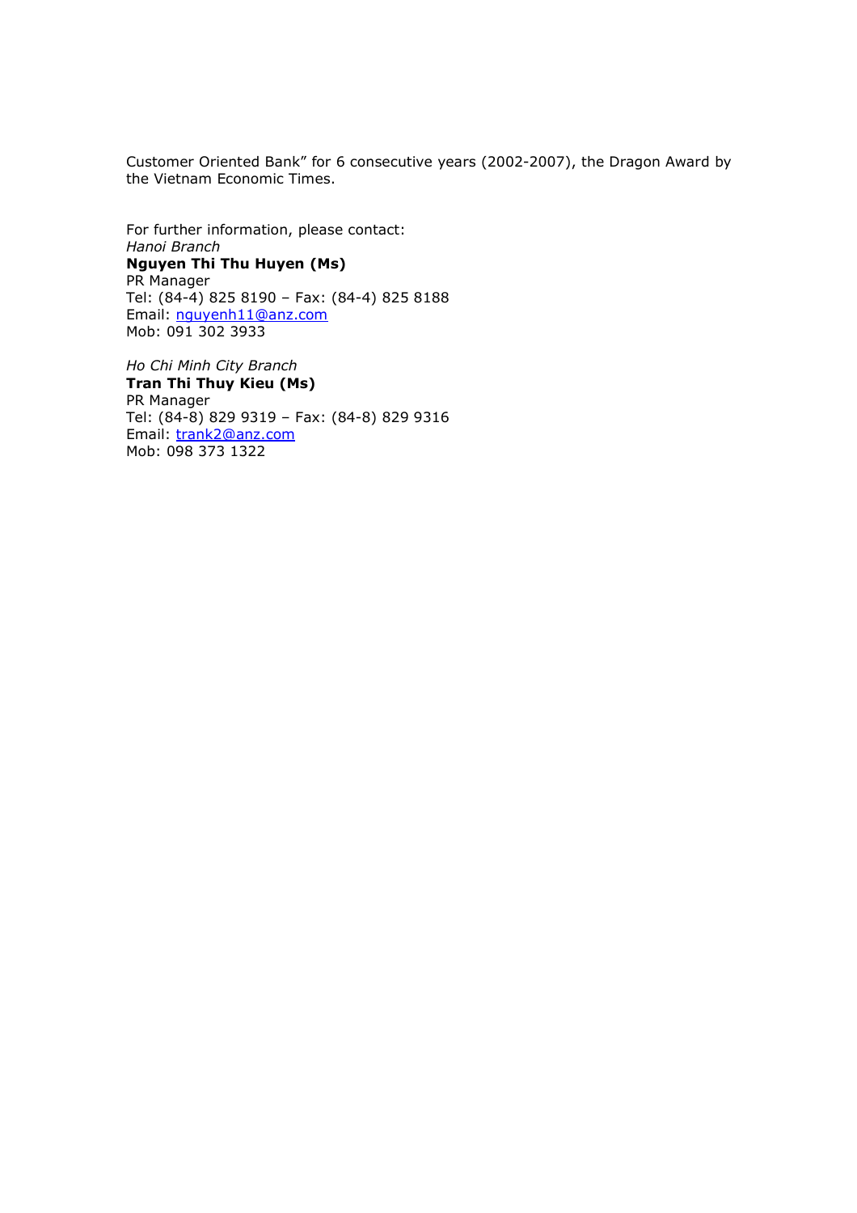Customer Oriented Bank" for 6 consecutive years (2002-2007), the Dragon Award by the Vietnam Economic Times.

For further information, please contact:
*Hanoi Branch*
**Nguyen Thi Thu Huyen (Ms)**
PR Manager
Tel: (84-4) 825 8190 – Fax: (84-4) 825 8188
Email: nguyenh11@anz.com
Mob: 091 302 3933

*Ho Chi Minh City Branch*
**Tran Thi Thuy Kieu (Ms)**
PR Manager
Tel: (84-8) 829 9319 – Fax: (84-8) 829 9316
Email: trank2@anz.com
Mob: 098 373 1322